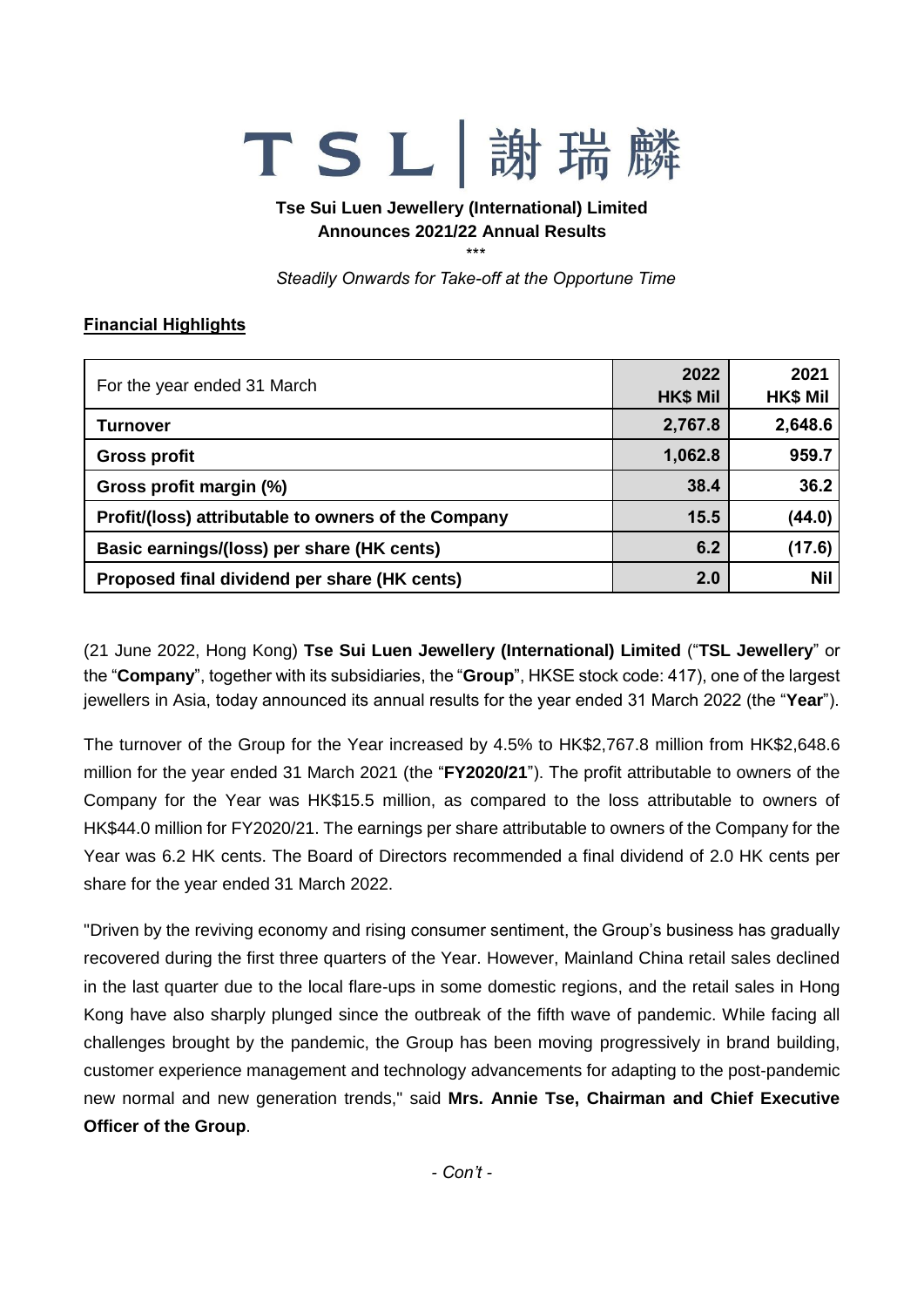# TSL | 謝瑞麟

**Tse Sui Luen Jewellery (International) Limited**
**Announces 2021/22 Annual Results**

\*\*\*

*Steadily Onwards for Take-off at the Opportune Time*

## Financial Highlights

| For the year ended 31 March | 2022<br>HK$ Mil | 2021<br>HK$ Mil |
|---|---|---|
| **Turnover** | **2,767.8** | **2,648.6** |
| **Gross profit** | **1,062.8** | **959.7** |
| **Gross profit margin (%)** | **38.4** | **36.2** |
| **Profit/(loss) attributable to owners of the Company** | **15.5** | **(44.0)** |
| **Basic earnings/(loss) per share (HK cents)** | **6.2** | **(17.6)** |
| **Proposed final dividend per share (HK cents)** | **2.0** | **Nil** |

(21 June 2022, Hong Kong) **Tse Sui Luen Jewellery (International) Limited** ("**TSL Jewellery**" or the "**Company**", together with its subsidiaries, the "**Group**", HKSE stock code: 417), one of the largest jewellers in Asia, today announced its annual results for the year ended 31 March 2022 (the "**Year**").

The turnover of the Group for the Year increased by 4.5% to HK$2,767.8 million from HK$2,648.6 million for the year ended 31 March 2021 (the "**FY2020/21**"). The profit attributable to owners of the Company for the Year was HK$15.5 million, as compared to the loss attributable to owners of HK$44.0 million for FY2020/21. The earnings per share attributable to owners of the Company for the Year was 6.2 HK cents. The Board of Directors recommended a final dividend of 2.0 HK cents per share for the year ended 31 March 2022.

"Driven by the reviving economy and rising consumer sentiment, the Group's business has gradually recovered during the first three quarters of the Year. However, Mainland China retail sales declined in the last quarter due to the local flare-ups in some domestic regions, and the retail sales in Hong Kong have also sharply plunged since the outbreak of the fifth wave of pandemic. While facing all challenges brought by the pandemic, the Group has been moving progressively in brand building, customer experience management and technology advancements for adapting to the post-pandemic new normal and new generation trends," said **Mrs. Annie Tse, Chairman and Chief Executive Officer of the Group**.

*- Con't -*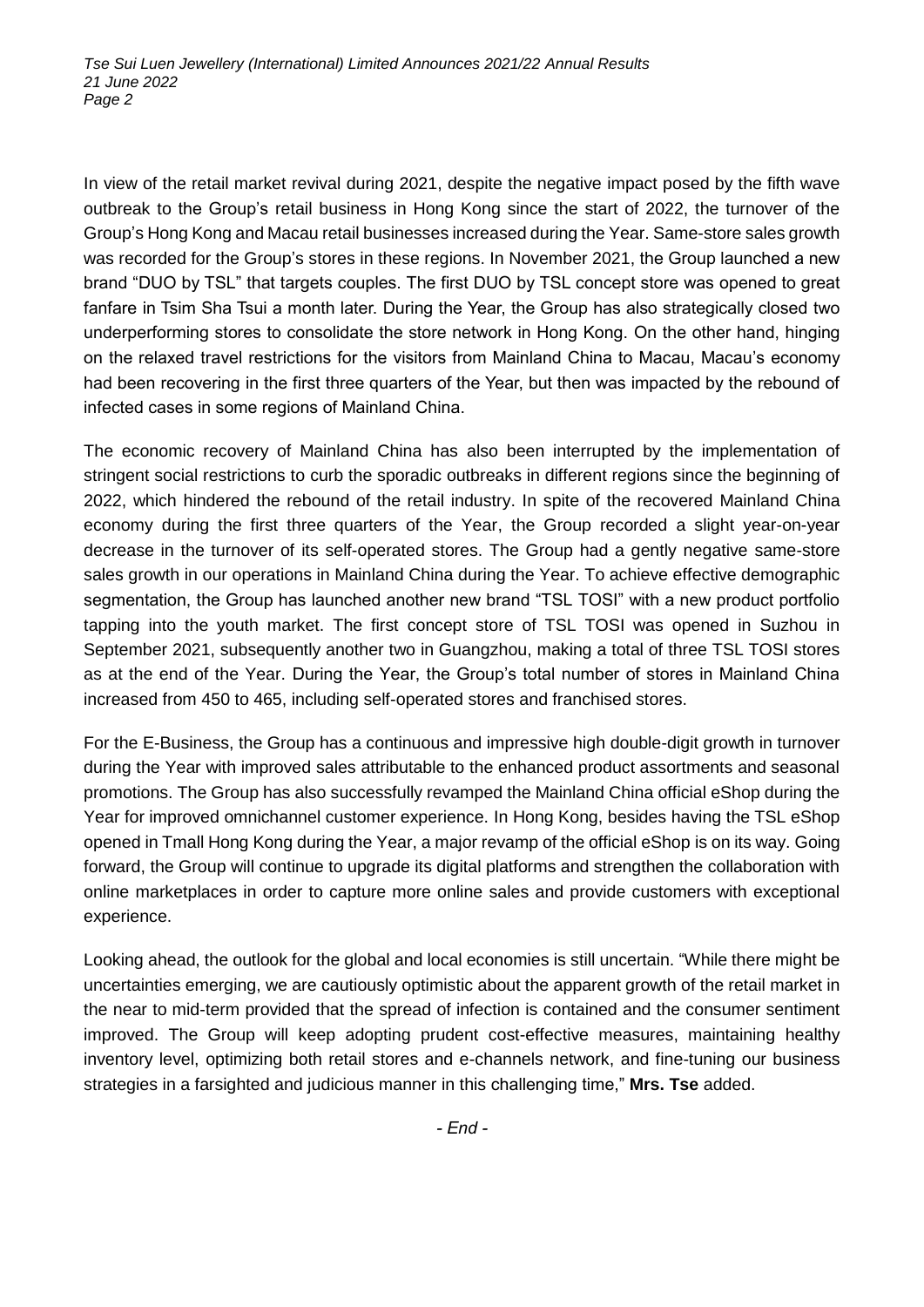In view of the retail market revival during 2021, despite the negative impact posed by the fifth wave outbreak to the Group's retail business in Hong Kong since the start of 2022, the turnover of the Group's Hong Kong and Macau retail businesses increased during the Year. Same-store sales growth was recorded for the Group's stores in these regions. In November 2021, the Group launched a new brand "DUO by TSL" that targets couples. The first DUO by TSL concept store was opened to great fanfare in Tsim Sha Tsui a month later. During the Year, the Group has also strategically closed two underperforming stores to consolidate the store network in Hong Kong. On the other hand, hinging on the relaxed travel restrictions for the visitors from Mainland China to Macau, Macau's economy had been recovering in the first three quarters of the Year, but then was impacted by the rebound of infected cases in some regions of Mainland China.

The economic recovery of Mainland China has also been interrupted by the implementation of stringent social restrictions to curb the sporadic outbreaks in different regions since the beginning of 2022, which hindered the rebound of the retail industry. In spite of the recovered Mainland China economy during the first three quarters of the Year, the Group recorded a slight year-on-year decrease in the turnover of its self-operated stores. The Group had a gently negative same-store sales growth in our operations in Mainland China during the Year. To achieve effective demographic segmentation, the Group has launched another new brand "TSL TOSI" with a new product portfolio tapping into the youth market. The first concept store of TSL TOSI was opened in Suzhou in September 2021, subsequently another two in Guangzhou, making a total of three TSL TOSI stores as at the end of the Year. During the Year, the Group's total number of stores in Mainland China increased from 450 to 465, including self-operated stores and franchised stores.

For the E-Business, the Group has a continuous and impressive high double-digit growth in turnover during the Year with improved sales attributable to the enhanced product assortments and seasonal promotions. The Group has also successfully revamped the Mainland China official eShop during the Year for improved omnichannel customer experience. In Hong Kong, besides having the TSL eShop opened in Tmall Hong Kong during the Year, a major revamp of the official eShop is on its way. Going forward, the Group will continue to upgrade its digital platforms and strengthen the collaboration with online marketplaces in order to capture more online sales and provide customers with exceptional experience.

Looking ahead, the outlook for the global and local economies is still uncertain. "While there might be uncertainties emerging, we are cautiously optimistic about the apparent growth of the retail market in the near to mid-term provided that the spread of infection is contained and the consumer sentiment improved. The Group will keep adopting prudent cost-effective measures, maintaining healthy inventory level, optimizing both retail stores and e-channels network, and fine-tuning our business strategies in a farsighted and judicious manner in this challenging time," **Mrs. Tse** added.

*- End -*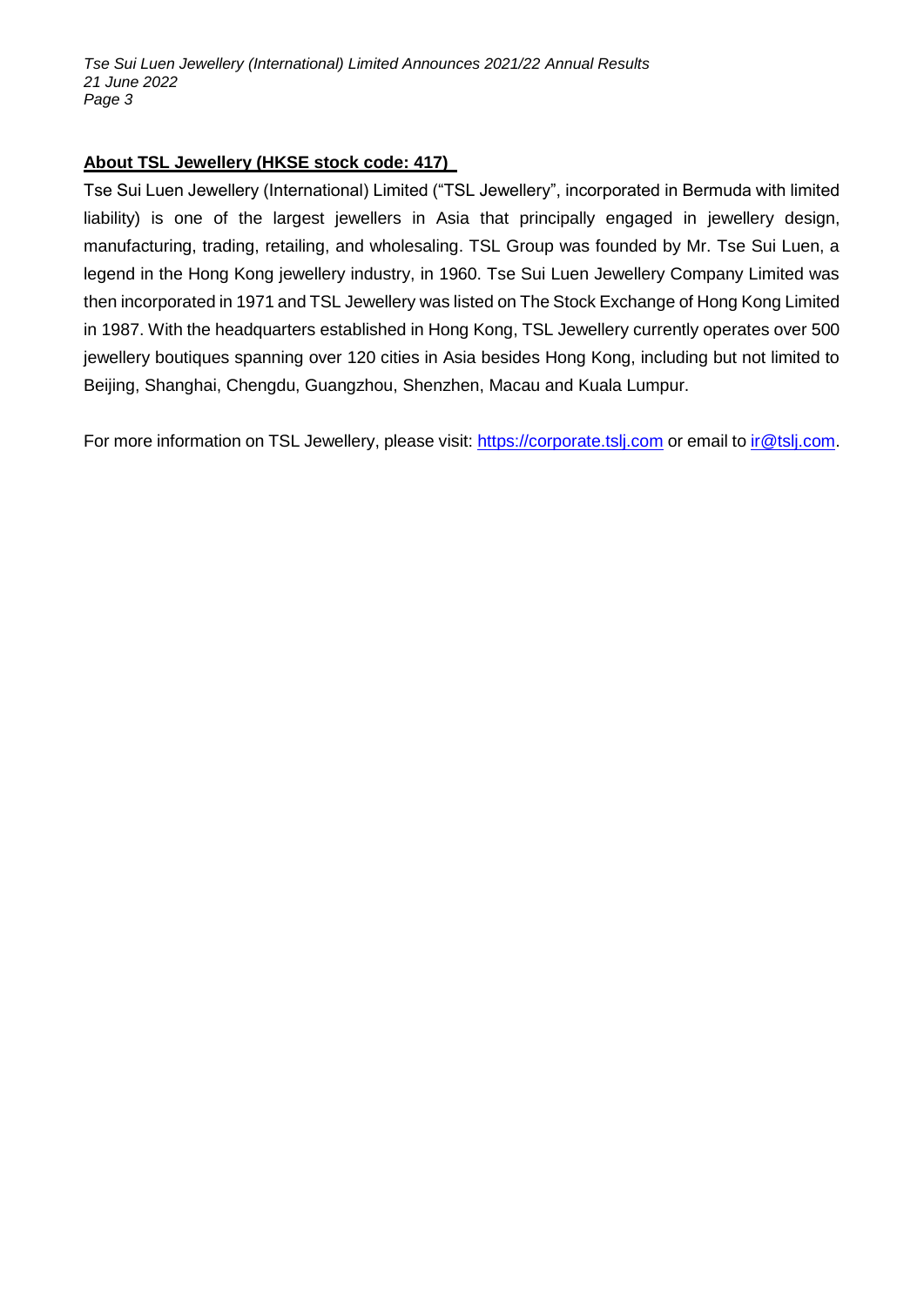## About TSL Jewellery (HKSE stock code: 417)

Tse Sui Luen Jewellery (International) Limited ("TSL Jewellery", incorporated in Bermuda with limited liability) is one of the largest jewellers in Asia that principally engaged in jewellery design, manufacturing, trading, retailing, and wholesaling. TSL Group was founded by Mr. Tse Sui Luen, a legend in the Hong Kong jewellery industry, in 1960. Tse Sui Luen Jewellery Company Limited was then incorporated in 1971 and TSL Jewellery was listed on The Stock Exchange of Hong Kong Limited in 1987. With the headquarters established in Hong Kong, TSL Jewellery currently operates over 500 jewellery boutiques spanning over 120 cities in Asia besides Hong Kong, including but not limited to Beijing, Shanghai, Chengdu, Guangzhou, Shenzhen, Macau and Kuala Lumpur.

For more information on TSL Jewellery, please visit: [https://corporate.tslj.com](https://corporate.tslj.com) or email to [ir@tslj.com](mailto:ir@tslj.com).